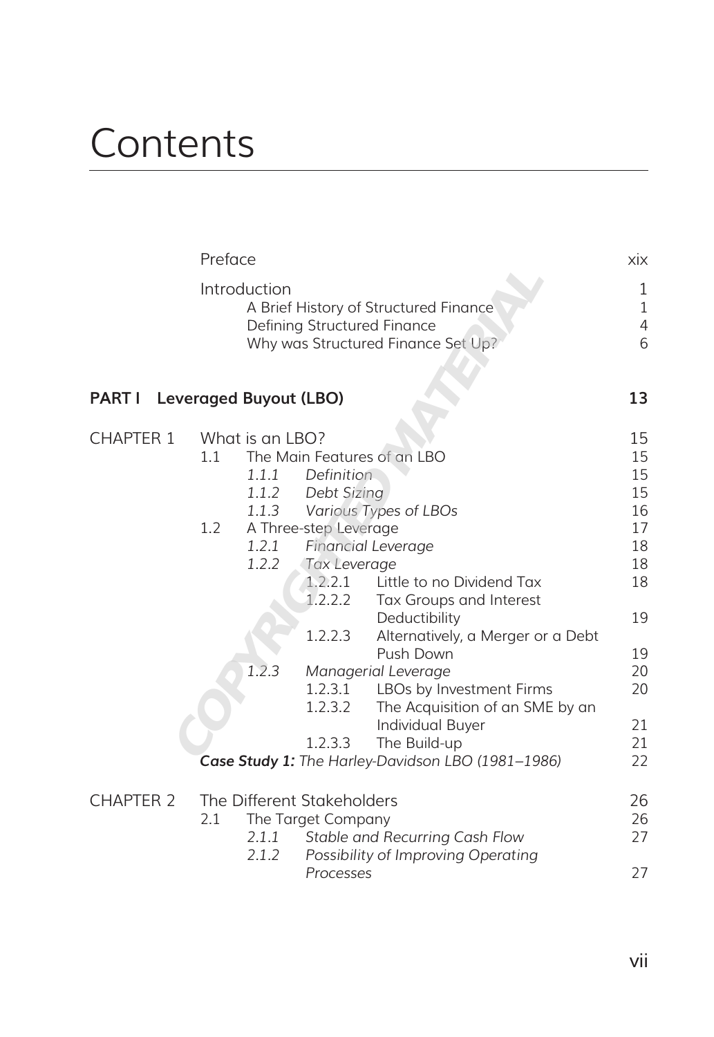# Contents

| | | Page |
|---|---|---|
| | Preface | xix |
| | Introduction | 1 |
| | A Brief History of Structured Finance | 1 |
| | Defining Structured Finance | 4 |
| | Why was Structured Finance Set Up? | 6 |
| **PART I** | **Leveraged Buyout (LBO)** | **13** |
| CHAPTER 1 | What is an LBO? | 15 |
| | 1.1 The Main Features of an LBO | 15 |
| | *1.1.1 Definition* | 15 |
| | *1.1.2 Debt Sizing* | 15 |
| | *1.1.3 Various Types of LBOs* | 16 |
| | 1.2 A Three-step Leverage | 17 |
| | *1.2.1 Financial Leverage* | 18 |
| | *1.2.2 Tax Leverage* | 18 |
| | 1.2.2.1 Little to no Dividend Tax | 18 |
| | 1.2.2.2 Tax Groups and Interest Deductibility | 19 |
| | 1.2.2.3 Alternatively, a Merger or a Debt Push Down | 19 |
| | *1.2.3 Managerial Leverage* | 20 |
| | 1.2.3.1 LBOs by Investment Firms | 20 |
| | 1.2.3.2 The Acquisition of an SME by an Individual Buyer | 21 |
| | 1.2.3.3 The Build-up | 21 |
| | ***Case Study 1:*** *The Harley-Davidson LBO (1981–1986)* | 22 |
| CHAPTER 2 | The Different Stakeholders | 26 |
| | 2.1 The Target Company | 26 |
| | *2.1.1 Stable and Recurring Cash Flow* | 27 |
| | *2.1.2 Possibility of Improving Operating Processes* | 27 |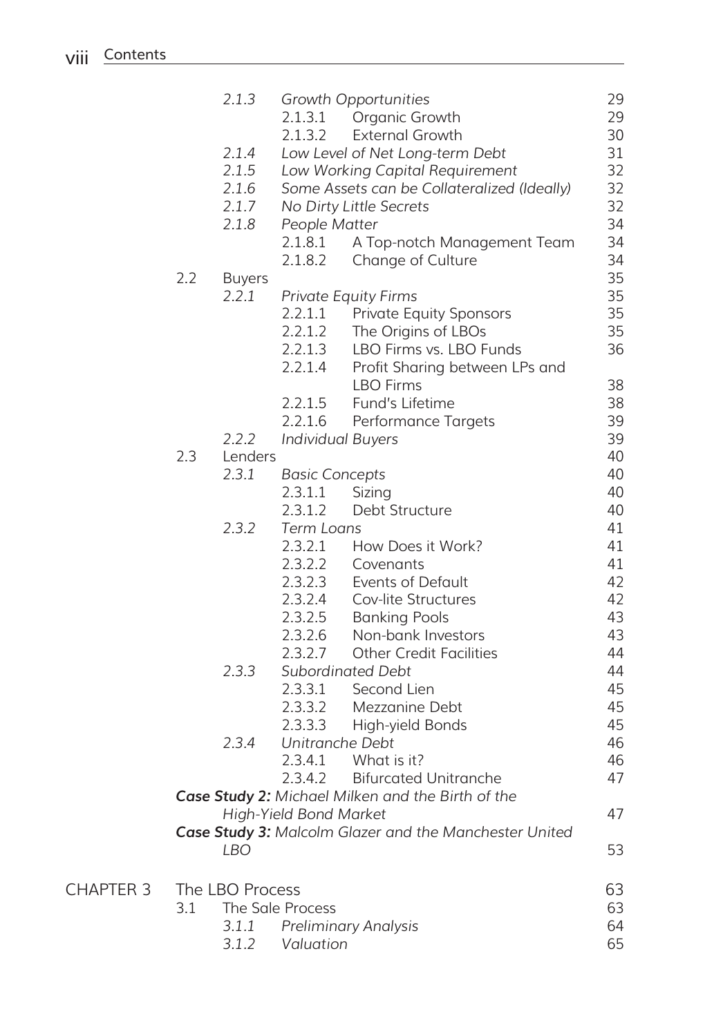| | | | | |
|---|---|---|---|---|
| | | *2.1.3* | *Growth Opportunities* | 29 |
| | | | 2.1.3.1 Organic Growth | 29 |
| | | | 2.1.3.2 External Growth | 30 |
| | | *2.1.4* | *Low Level of Net Long-term Debt* | 31 |
| | | *2.1.5* | *Low Working Capital Requirement* | 32 |
| | | *2.1.6* | *Some Assets can be Collateralized (Ideally)* | 32 |
| | | *2.1.7* | *No Dirty Little Secrets* | 32 |
| | | *2.1.8* | *People Matter* | 34 |
| | | | 2.1.8.1 A Top-notch Management Team | 34 |
| | | | 2.1.8.2 Change of Culture | 34 |
| | 2.2 | Buyers | | 35 |
| | | *2.2.1* | *Private Equity Firms* | 35 |
| | | | 2.2.1.1 Private Equity Sponsors | 35 |
| | | | 2.2.1.2 The Origins of LBOs | 35 |
| | | | 2.2.1.3 LBO Firms vs. LBO Funds | 36 |
| | | | 2.2.1.4 Profit Sharing between LPs and LBO Firms | 38 |
| | | | 2.2.1.5 Fund's Lifetime | 38 |
| | | | 2.2.1.6 Performance Targets | 39 |
| | | *2.2.2* | *Individual Buyers* | 39 |
| | 2.3 | Lenders | | 40 |
| | | *2.3.1* | *Basic Concepts* | 40 |
| | | | 2.3.1.1 Sizing | 40 |
| | | | 2.3.1.2 Debt Structure | 40 |
| | | *2.3.2* | *Term Loans* | 41 |
| | | | 2.3.2.1 How Does it Work? | 41 |
| | | | 2.3.2.2 Covenants | 41 |
| | | | 2.3.2.3 Events of Default | 42 |
| | | | 2.3.2.4 Cov-lite Structures | 42 |
| | | | 2.3.2.5 Banking Pools | 43 |
| | | | 2.3.2.6 Non-bank Investors | 43 |
| | | | 2.3.2.7 Other Credit Facilities | 44 |
| | | *2.3.3* | *Subordinated Debt* | 44 |
| | | | 2.3.3.1 Second Lien | 45 |
| | | | 2.3.3.2 Mezzanine Debt | 45 |
| | | | 2.3.3.3 High-yield Bonds | 45 |
| | | *2.3.4* | *Unitranche Debt* | 46 |
| | | | 2.3.4.1 What is it? | 46 |
| | | | 2.3.4.2 Bifurcated Unitranche | 47 |
| | ***Case Study 2:*** *Michael Milken and the Birth of the High-Yield Bond Market* | | | 47 |
| | ***Case Study 3:*** *Malcolm Glazer and the Manchester United LBO* | | | 53 |
| CHAPTER 3 | The LBO Process | | | 63 |
| | 3.1 | The Sale Process | | 63 |
| | | *3.1.1* | *Preliminary Analysis* | 64 |
| | | *3.1.2* | *Valuation* | 65 |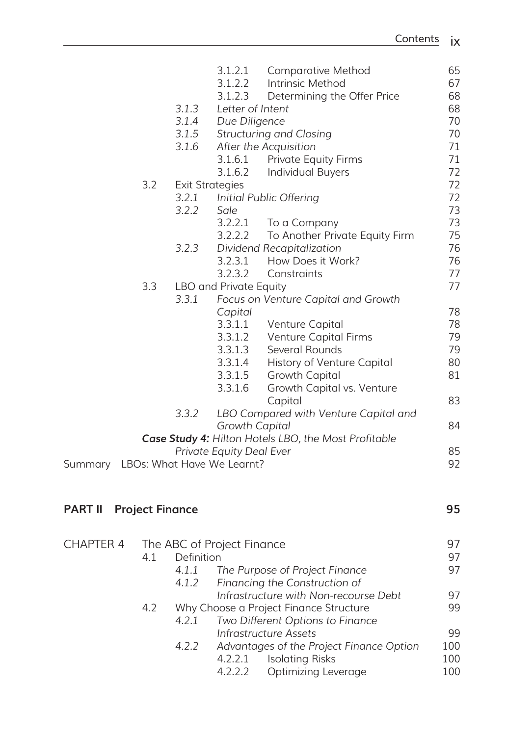| | | | | | |
|---|---|---|---|---|---|
| | | | 3.1.2.1 | Comparative Method | 65 |
| | | | 3.1.2.2 | Intrinsic Method | 67 |
| | | | 3.1.2.3 | Determining the Offer Price | 68 |
| | | *3.1.3* | *Letter of Intent* | | 68 |
| | | *3.1.4* | *Due Diligence* | | 70 |
| | | *3.1.5* | *Structuring and Closing* | | 70 |
| | | *3.1.6* | *After the Acquisition* | | 71 |
| | | | 3.1.6.1 | Private Equity Firms | 71 |
| | | | 3.1.6.2 | Individual Buyers | 72 |
| | 3.2 | Exit Strategies | | | 72 |
| | | *3.2.1* | *Initial Public Offering* | | 72 |
| | | *3.2.2* | *Sale* | | 73 |
| | | | 3.2.2.1 | To a Company | 73 |
| | | | 3.2.2.2 | To Another Private Equity Firm | 75 |
| | | *3.2.3* | *Dividend Recapitalization* | | 76 |
| | | | 3.2.3.1 | How Does it Work? | 76 |
| | | | 3.2.3.2 | Constraints | 77 |
| | 3.3 | LBO and Private Equity | | | 77 |
| | | *3.3.1* | *Focus on Venture Capital and Growth Capital* | | 78 |
| | | | 3.3.1.1 | Venture Capital | 78 |
| | | | 3.3.1.2 | Venture Capital Firms | 79 |
| | | | 3.3.1.3 | Several Rounds | 79 |
| | | | 3.3.1.4 | History of Venture Capital | 80 |
| | | | 3.3.1.5 | Growth Capital | 81 |
| | | | 3.3.1.6 | Growth Capital vs. Venture Capital | 83 |
| | | *3.3.2* | *LBO Compared with Venture Capital and Growth Capital* | | 84 |
| | | ***Case Study 4:*** *Hilton Hotels LBO, the Most Profitable Private Equity Deal Ever* | | | 85 |
| Summary | LBOs: What Have We Learnt? | | | | 92 |

## PART II Project Finance — 95

| | | | | | |
|---|---|---|---|---|---|
| CHAPTER 4 | The ABC of Project Finance | | | | 97 |
| | 4.1 | Definition | | | 97 |
| | | *4.1.1* | *The Purpose of Project Finance* | | 97 |
| | | *4.1.2* | *Financing the Construction of Infrastructure with Non-recourse Debt* | | 97 |
| | 4.2 | Why Choose a Project Finance Structure | | | 99 |
| | | *4.2.1* | *Two Different Options to Finance Infrastructure Assets* | | 99 |
| | | *4.2.2* | *Advantages of the Project Finance Option* | | 100 |
| | | | 4.2.2.1 | Isolating Risks | 100 |
| | | | 4.2.2.2 | Optimizing Leverage | 100 |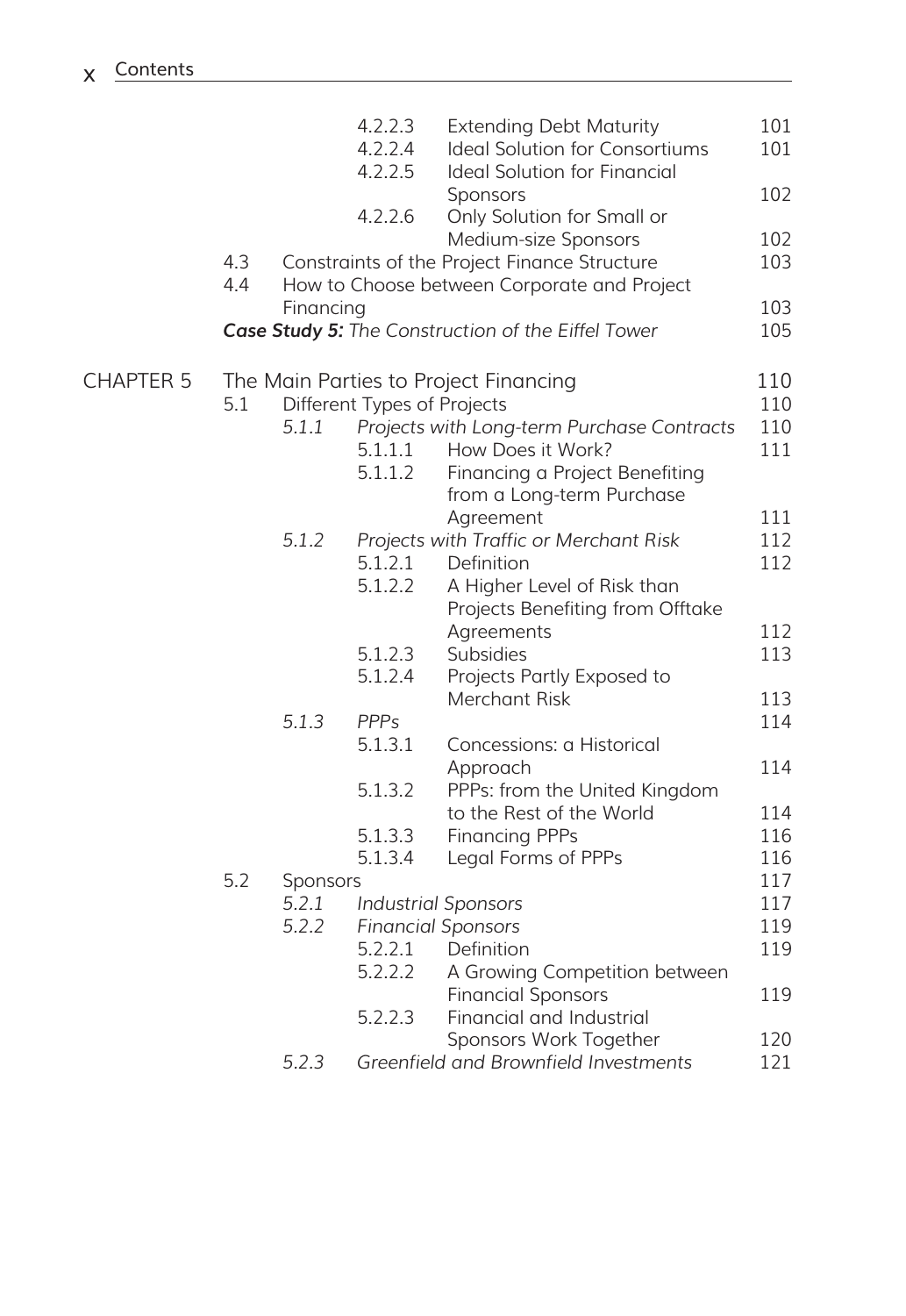| | | | | |
|---|---|---|---|---|
| | | 4.2.2.3 | Extending Debt Maturity | 101 |
| | | 4.2.2.4 | Ideal Solution for Consortiums | 101 |
| | | 4.2.2.5 | Ideal Solution for Financial Sponsors | 102 |
| | | 4.2.2.6 | Only Solution for Small or Medium-size Sponsors | 102 |
| 4.3 | Constraints of the Project Finance Structure | | | 103 |
| 4.4 | How to Choose between Corporate and Project Financing | | | 103 |
| ***Case Study 5:*** *The Construction of the Eiffel Tower* | | | | 105 |

| | | | | |
|---|---|---|---|---|
| **CHAPTER 5** | The Main Parties to Project Financing | | | 110 |
| 5.1 | Different Types of Projects | | | 110 |
| | *5.1.1* | *Projects with Long-term Purchase Contracts* | | 110 |
| | | 5.1.1.1 | How Does it Work? | 111 |
| | | 5.1.1.2 | Financing a Project Benefiting from a Long-term Purchase Agreement | 111 |
| | *5.1.2* | *Projects with Traffic or Merchant Risk* | | 112 |
| | | 5.1.2.1 | Definition | 112 |
| | | 5.1.2.2 | A Higher Level of Risk than Projects Benefiting from Offtake Agreements | 112 |
| | | 5.1.2.3 | Subsidies | 113 |
| | | 5.1.2.4 | Projects Partly Exposed to Merchant Risk | 113 |
| | *5.1.3* | *PPPs* | | 114 |
| | | 5.1.3.1 | Concessions: a Historical Approach | 114 |
| | | 5.1.3.2 | PPPs: from the United Kingdom to the Rest of the World | 114 |
| | | 5.1.3.3 | Financing PPPs | 116 |
| | | 5.1.3.4 | Legal Forms of PPPs | 116 |
| 5.2 | Sponsors | | | 117 |
| | *5.2.1* | *Industrial Sponsors* | | 117 |
| | *5.2.2* | *Financial Sponsors* | | 119 |
| | | 5.2.2.1 | Definition | 119 |
| | | 5.2.2.2 | A Growing Competition between Financial Sponsors | 119 |
| | | 5.2.2.3 | Financial and Industrial Sponsors Work Together | 120 |
| | *5.2.3* | *Greenfield and Brownfield Investments* | | 121 |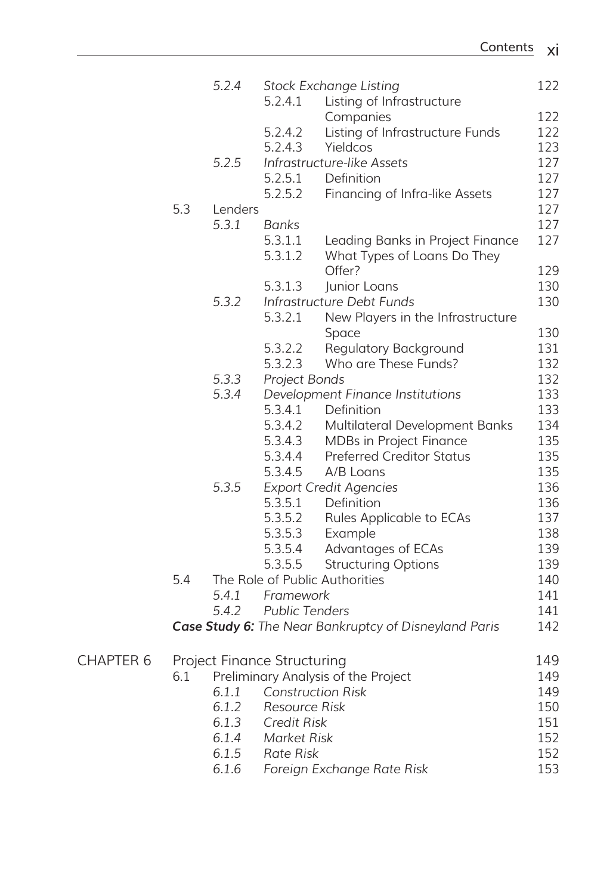| | | | | |
|---|---|---|---|---|
| | *5.2.4* | *Stock Exchange Listing* | | 122 |
| | | 5.2.4.1 | Listing of Infrastructure Companies | 122 |
| | | 5.2.4.2 | Listing of Infrastructure Funds | 122 |
| | | 5.2.4.3 | Yieldcos | 123 |
| | *5.2.5* | *Infrastructure-like Assets* | | 127 |
| | | 5.2.5.1 | Definition | 127 |
| | | 5.2.5.2 | Financing of Infra-like Assets | 127 |
| 5.3 | Lenders | | | 127 |
| | *5.3.1* | *Banks* | | 127 |
| | | 5.3.1.1 | Leading Banks in Project Finance | 127 |
| | | 5.3.1.2 | What Types of Loans Do They Offer? | 129 |
| | | 5.3.1.3 | Junior Loans | 130 |
| | *5.3.2* | *Infrastructure Debt Funds* | | 130 |
| | | 5.3.2.1 | New Players in the Infrastructure Space | 130 |
| | | 5.3.2.2 | Regulatory Background | 131 |
| | | 5.3.2.3 | Who are These Funds? | 132 |
| | *5.3.3* | *Project Bonds* | | 132 |
| | *5.3.4* | *Development Finance Institutions* | | 133 |
| | | 5.3.4.1 | Definition | 133 |
| | | 5.3.4.2 | Multilateral Development Banks | 134 |
| | | 5.3.4.3 | MDBs in Project Finance | 135 |
| | | 5.3.4.4 | Preferred Creditor Status | 135 |
| | | 5.3.4.5 | A/B Loans | 135 |
| | *5.3.5* | *Export Credit Agencies* | | 136 |
| | | 5.3.5.1 | Definition | 136 |
| | | 5.3.5.2 | Rules Applicable to ECAs | 137 |
| | | 5.3.5.3 | Example | 138 |
| | | 5.3.5.4 | Advantages of ECAs | 139 |
| | | 5.3.5.5 | Structuring Options | 139 |
| 5.4 | The Role of Public Authorities | | | 140 |
| | *5.4.1* | *Framework* | | 141 |
| | *5.4.2* | *Public Tenders* | | 141 |
| ***Case Study 6:*** *The Near Bankruptcy of Disneyland Paris* | | | | 142 |

| | | | | |
|---|---|---|---|---|
| CHAPTER 6 | Project Finance Structuring | | | 149 |
| | 6.1 | Preliminary Analysis of the Project | | 149 |
| | | *6.1.1* | *Construction Risk* | 149 |
| | | *6.1.2* | *Resource Risk* | 150 |
| | | *6.1.3* | *Credit Risk* | 151 |
| | | *6.1.4* | *Market Risk* | 152 |
| | | *6.1.5* | *Rate Risk* | 152 |
| | | *6.1.6* | *Foreign Exchange Rate Risk* | 153 |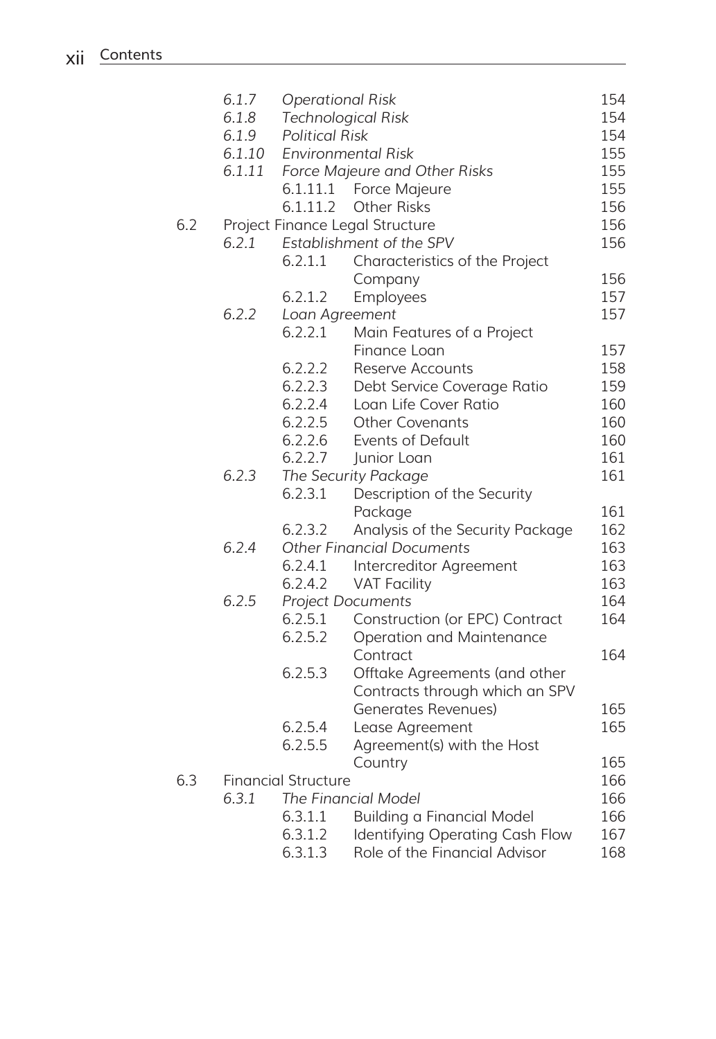- *6.1.7 Operational Risk* 154
- *6.1.8 Technological Risk* 154
- *6.1.9 Political Risk* 154
- *6.1.10 Environmental Risk* 155
- *6.1.11 Force Majeure and Other Risks* 155
  - 6.1.11.1 Force Majeure 155
  - 6.1.11.2 Other Risks 156

6.2 Project Finance Legal Structure 156
- *6.2.1 Establishment of the SPV* 156
  - 6.2.1.1 Characteristics of the Project Company 156
  - 6.2.1.2 Employees 157
- *6.2.2 Loan Agreement* 157
  - 6.2.2.1 Main Features of a Project Finance Loan 157
  - 6.2.2.2 Reserve Accounts 158
  - 6.2.2.3 Debt Service Coverage Ratio 159
  - 6.2.2.4 Loan Life Cover Ratio 160
  - 6.2.2.5 Other Covenants 160
  - 6.2.2.6 Events of Default 160
  - 6.2.2.7 Junior Loan 161
- *6.2.3 The Security Package* 161
  - 6.2.3.1 Description of the Security Package 161
  - 6.2.3.2 Analysis of the Security Package 162
- *6.2.4 Other Financial Documents* 163
  - 6.2.4.1 Intercreditor Agreement 163
  - 6.2.4.2 VAT Facility 163
- *6.2.5 Project Documents* 164
  - 6.2.5.1 Construction (or EPC) Contract 164
  - 6.2.5.2 Operation and Maintenance Contract 164
  - 6.2.5.3 Offtake Agreements (and other Contracts through which an SPV Generates Revenues) 165
  - 6.2.5.4 Lease Agreement 165
  - 6.2.5.5 Agreement(s) with the Host Country 165

6.3 Financial Structure 166
- *6.3.1 The Financial Model* 166
  - 6.3.1.1 Building a Financial Model 166
  - 6.3.1.2 Identifying Operating Cash Flow 167
  - 6.3.1.3 Role of the Financial Advisor 168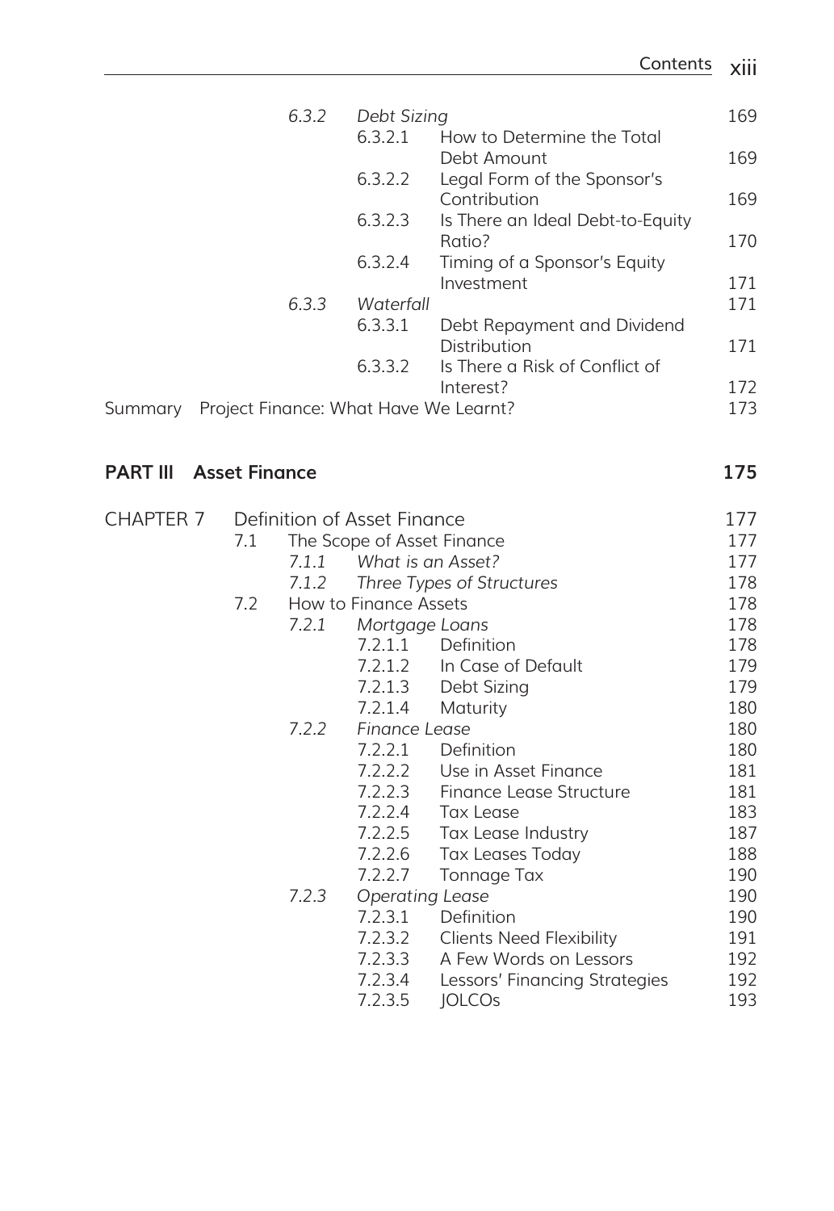| | | | | |
|---|---|---|---|---|
| | *6.3.2* | *Debt Sizing* | | 169 |
| | | 6.3.2.1 | How to Determine the Total Debt Amount | 169 |
| | | 6.3.2.2 | Legal Form of the Sponsor's Contribution | 169 |
| | | 6.3.2.3 | Is There an Ideal Debt-to-Equity Ratio? | 170 |
| | | 6.3.2.4 | Timing of a Sponsor's Equity Investment | 171 |
| | *6.3.3* | *Waterfall* | | 171 |
| | | 6.3.3.1 | Debt Repayment and Dividend Distribution | 171 |
| | | 6.3.3.2 | Is There a Risk of Conflict of Interest? | 172 |
| Summary | Project Finance: What Have We Learnt? | | | 173 |

**PART III Asset Finance** **175**

| | | | | |
|---|---|---|---|---|
| CHAPTER 7 | Definition of Asset Finance | | | 177 |
| 7.1 | The Scope of Asset Finance | | | 177 |
| | *7.1.1* | *What is an Asset?* | | 177 |
| | *7.1.2* | *Three Types of Structures* | | 178 |
| 7.2 | How to Finance Assets | | | 178 |
| | *7.2.1* | *Mortgage Loans* | | 178 |
| | | 7.2.1.1 | Definition | 178 |
| | | 7.2.1.2 | In Case of Default | 179 |
| | | 7.2.1.3 | Debt Sizing | 179 |
| | | 7.2.1.4 | Maturity | 180 |
| | *7.2.2* | *Finance Lease* | | 180 |
| | | 7.2.2.1 | Definition | 180 |
| | | 7.2.2.2 | Use in Asset Finance | 181 |
| | | 7.2.2.3 | Finance Lease Structure | 181 |
| | | 7.2.2.4 | Tax Lease | 183 |
| | | 7.2.2.5 | Tax Lease Industry | 187 |
| | | 7.2.2.6 | Tax Leases Today | 188 |
| | | 7.2.2.7 | Tonnage Tax | 190 |
| | *7.2.3* | *Operating Lease* | | 190 |
| | | 7.2.3.1 | Definition | 190 |
| | | 7.2.3.2 | Clients Need Flexibility | 191 |
| | | 7.2.3.3 | A Few Words on Lessors | 192 |
| | | 7.2.3.4 | Lessors' Financing Strategies | 192 |
| | | 7.2.3.5 | JOLCOs | 193 |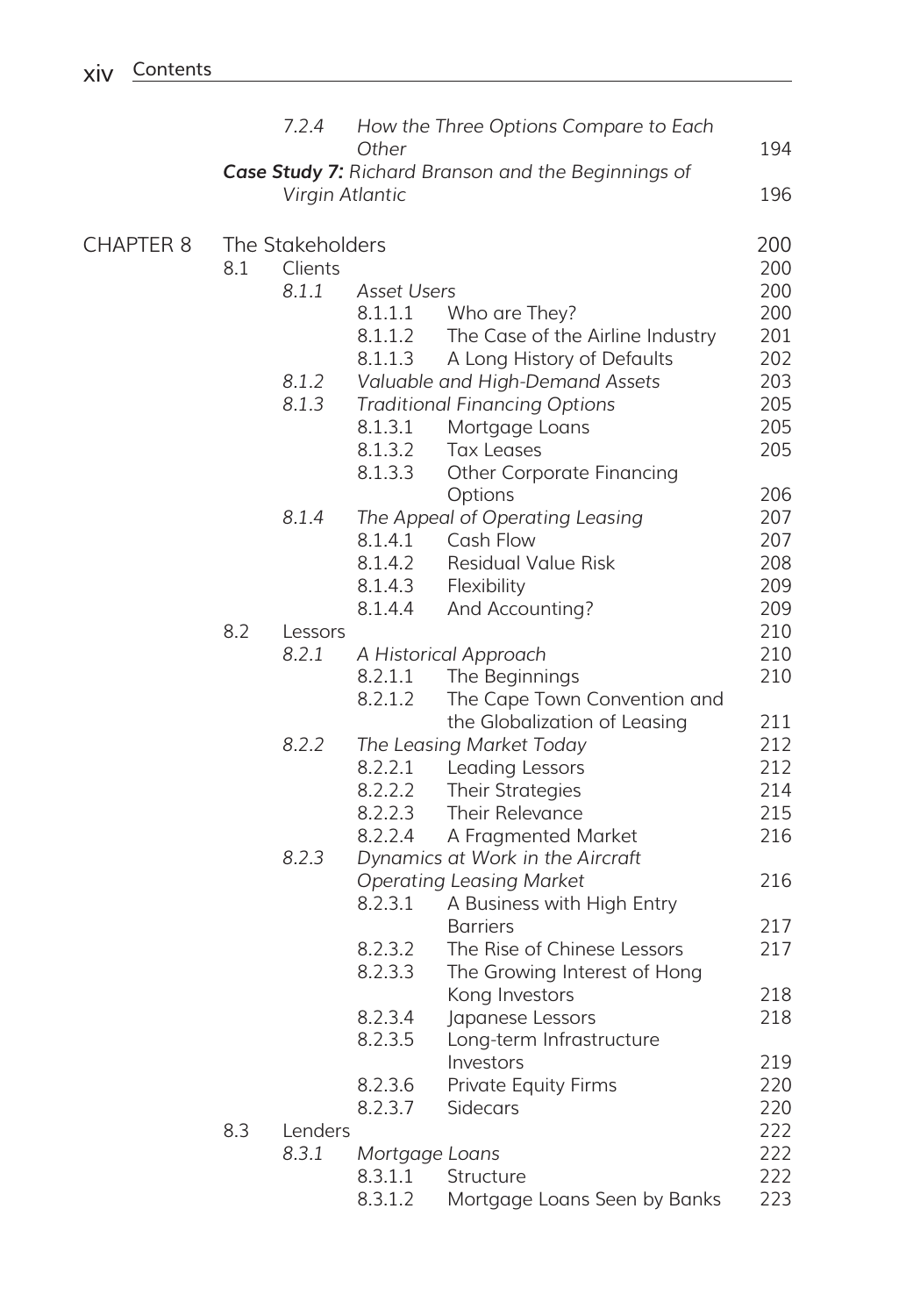| | | | | |
|---|---|---|---|---|
| | *7.2.4* | *How the Three Options Compare to Each Other* | | 194 |
| | ***Case Study 7:*** *Richard Branson and the Beginnings of Virgin Atlantic* | | | 196 |
| CHAPTER 8 | The Stakeholders | | | 200 |
| | 8.1 | Clients | | 200 |
| | *8.1.1* | *Asset Users* | | 200 |
| | | 8.1.1.1 | Who are They? | 200 |
| | | 8.1.1.2 | The Case of the Airline Industry | 201 |
| | | 8.1.1.3 | A Long History of Defaults | 202 |
| | *8.1.2* | *Valuable and High-Demand Assets* | | 203 |
| | *8.1.3* | *Traditional Financing Options* | | 205 |
| | | 8.1.3.1 | Mortgage Loans | 205 |
| | | 8.1.3.2 | Tax Leases | 205 |
| | | 8.1.3.3 | Other Corporate Financing Options | 206 |
| | *8.1.4* | *The Appeal of Operating Leasing* | | 207 |
| | | 8.1.4.1 | Cash Flow | 207 |
| | | 8.1.4.2 | Residual Value Risk | 208 |
| | | 8.1.4.3 | Flexibility | 209 |
| | | 8.1.4.4 | And Accounting? | 209 |
| | 8.2 | Lessors | | 210 |
| | *8.2.1* | *A Historical Approach* | | 210 |
| | | 8.2.1.1 | The Beginnings | 210 |
| | | 8.2.1.2 | The Cape Town Convention and the Globalization of Leasing | 211 |
| | *8.2.2* | *The Leasing Market Today* | | 212 |
| | | 8.2.2.1 | Leading Lessors | 212 |
| | | 8.2.2.2 | Their Strategies | 214 |
| | | 8.2.2.3 | Their Relevance | 215 |
| | | 8.2.2.4 | A Fragmented Market | 216 |
| | *8.2.3* | *Dynamics at Work in the Aircraft Operating Leasing Market* | | 216 |
| | | 8.2.3.1 | A Business with High Entry Barriers | 217 |
| | | 8.2.3.2 | The Rise of Chinese Lessors | 217 |
| | | 8.2.3.3 | The Growing Interest of Hong Kong Investors | 218 |
| | | 8.2.3.4 | Japanese Lessors | 218 |
| | | 8.2.3.5 | Long-term Infrastructure Investors | 219 |
| | | 8.2.3.6 | Private Equity Firms | 220 |
| | | 8.2.3.7 | Sidecars | 220 |
| | 8.3 | Lenders | | 222 |
| | *8.3.1* | *Mortgage Loans* | | 222 |
| | | 8.3.1.1 | Structure | 222 |
| | | 8.3.1.2 | Mortgage Loans Seen by Banks | 223 |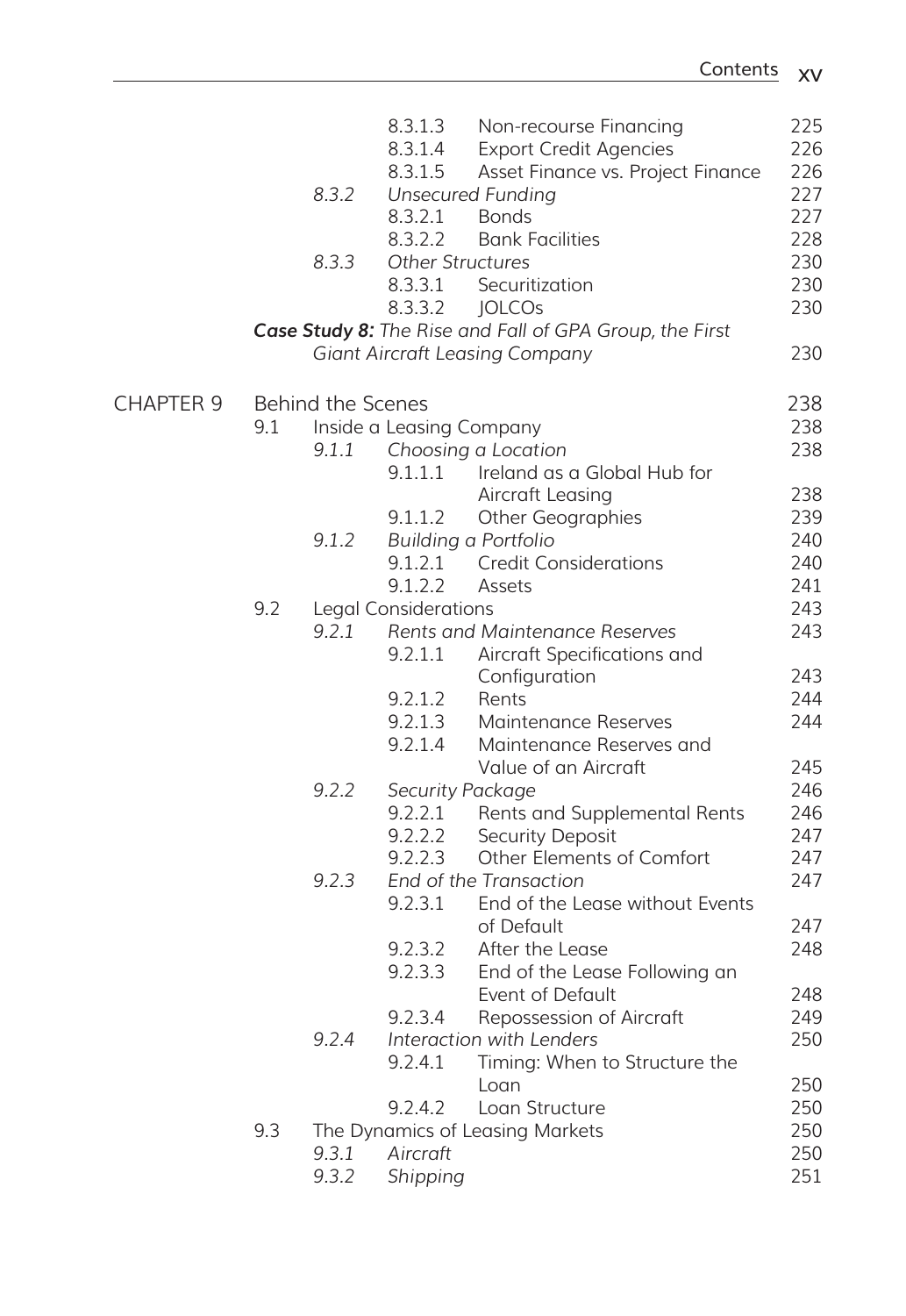| | | | | |
|---|---|---|---|---|
| | | 8.3.1.3 | Non-recourse Financing | 225 |
| | | 8.3.1.4 | Export Credit Agencies | 226 |
| | | 8.3.1.5 | Asset Finance vs. Project Finance | 226 |
| | *8.3.2* | *Unsecured Funding* | | 227 |
| | | 8.3.2.1 | Bonds | 227 |
| | | 8.3.2.2 | Bank Facilities | 228 |
| | *8.3.3* | *Other Structures* | | 230 |
| | | 8.3.3.1 | Securitization | 230 |
| | | 8.3.3.2 | JOLCOs | 230 |
| | ***Case Study 8:*** *The Rise and Fall of GPA Group, the First Giant Aircraft Leasing Company* | | | 230 |
| CHAPTER 9 | Behind the Scenes | | | 238 |
| 9.1 | Inside a Leasing Company | | | 238 |
| | *9.1.1* | *Choosing a Location* | | 238 |
| | | 9.1.1.1 | Ireland as a Global Hub for Aircraft Leasing | 238 |
| | | 9.1.1.2 | Other Geographies | 239 |
| | *9.1.2* | *Building a Portfolio* | | 240 |
| | | 9.1.2.1 | Credit Considerations | 240 |
| | | 9.1.2.2 | Assets | 241 |
| 9.2 | Legal Considerations | | | 243 |
| | *9.2.1* | *Rents and Maintenance Reserves* | | 243 |
| | | 9.2.1.1 | Aircraft Specifications and Configuration | 243 |
| | | 9.2.1.2 | Rents | 244 |
| | | 9.2.1.3 | Maintenance Reserves | 244 |
| | | 9.2.1.4 | Maintenance Reserves and Value of an Aircraft | 245 |
| | *9.2.2* | *Security Package* | | 246 |
| | | 9.2.2.1 | Rents and Supplemental Rents | 246 |
| | | 9.2.2.2 | Security Deposit | 247 |
| | | 9.2.2.3 | Other Elements of Comfort | 247 |
| | *9.2.3* | *End of the Transaction* | | 247 |
| | | 9.2.3.1 | End of the Lease without Events of Default | 247 |
| | | 9.2.3.2 | After the Lease | 248 |
| | | 9.2.3.3 | End of the Lease Following an Event of Default | 248 |
| | | 9.2.3.4 | Repossession of Aircraft | 249 |
| | *9.2.4* | *Interaction with Lenders* | | 250 |
| | | 9.2.4.1 | Timing: When to Structure the Loan | 250 |
| | | 9.2.4.2 | Loan Structure | 250 |
| 9.3 | The Dynamics of Leasing Markets | | | 250 |
| | *9.3.1* | *Aircraft* | | 250 |
| | *9.3.2* | *Shipping* | | 251 |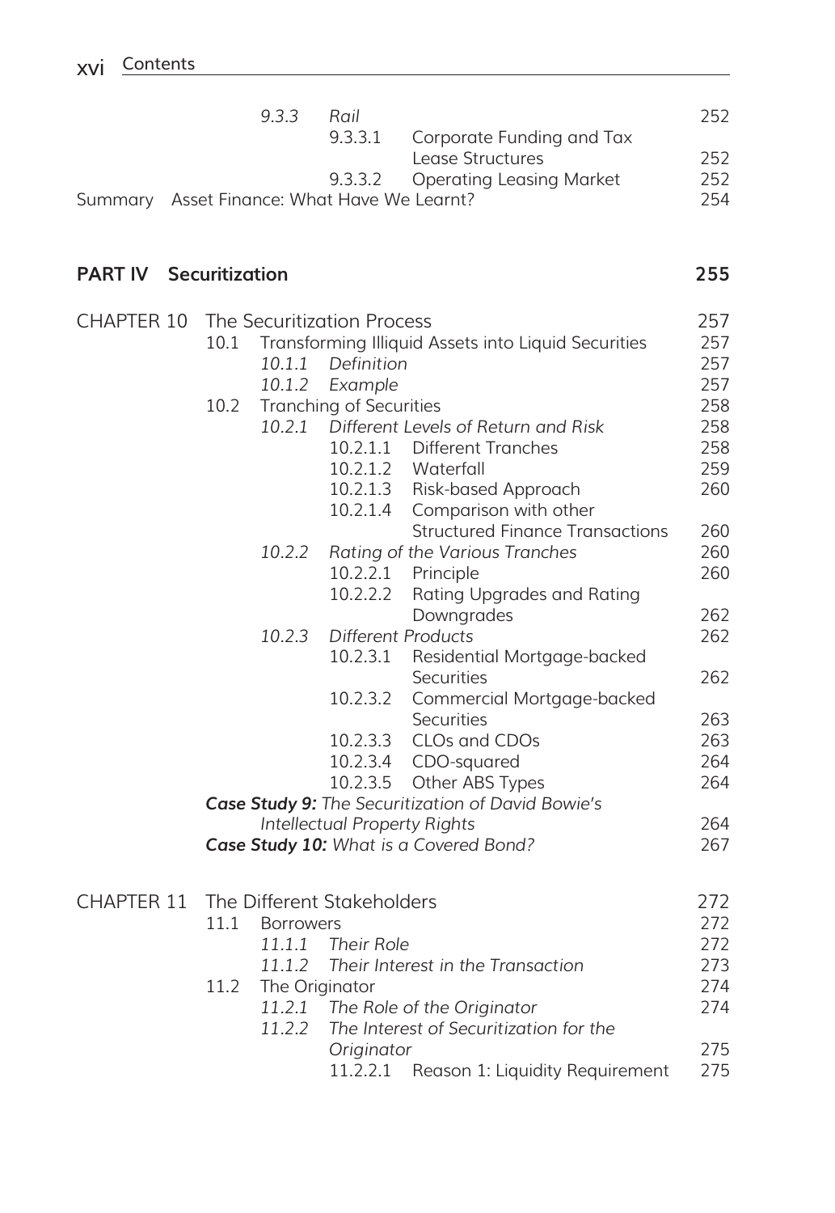| | | | | |
|---|---|---|---|---|
| | *9.3.3* | *Rail* | | 252 |
| | | 9.3.3.1 | Corporate Funding and Tax Lease Structures | 252 |
| | | 9.3.3.2 | Operating Leasing Market | 252 |
| Summary | Asset Finance: What Have We Learnt? | | | 254 |

## PART IV Securitization 255

| | | | | | |
|---|---|---|---|---|---|
| CHAPTER 10 | The Securitization Process | | | | 257 |
| | 10.1 | Transforming Illiquid Assets into Liquid Securities | | | 257 |
| | | *10.1.1* | *Definition* | | 257 |
| | | *10.1.2* | *Example* | | 257 |
| | 10.2 | Tranching of Securities | | | 258 |
| | | *10.2.1* | *Different Levels of Return and Risk* | | 258 |
| | | | 10.2.1.1 | Different Tranches | 258 |
| | | | 10.2.1.2 | Waterfall | 259 |
| | | | 10.2.1.3 | Risk-based Approach | 260 |
| | | | 10.2.1.4 | Comparison with other Structured Finance Transactions | 260 |
| | | *10.2.2* | *Rating of the Various Tranches* | | 260 |
| | | | 10.2.2.1 | Principle | 260 |
| | | | 10.2.2.2 | Rating Upgrades and Rating Downgrades | 262 |
| | | *10.2.3* | *Different Products* | | 262 |
| | | | 10.2.3.1 | Residential Mortgage-backed Securities | 262 |
| | | | 10.2.3.2 | Commercial Mortgage-backed Securities | 263 |
| | | | 10.2.3.3 | CLOs and CDOs | 263 |
| | | | 10.2.3.4 | CDO-squared | 264 |
| | | | 10.2.3.5 | Other ABS Types | 264 |
| | ***Case Study 9:*** *The Securitization of David Bowie's Intellectual Property Rights* | | | | 264 |
| | ***Case Study 10:*** *What is a Covered Bond?* | | | | 267 |
| CHAPTER 11 | The Different Stakeholders | | | | 272 |
| | 11.1 | Borrowers | | | 272 |
| | | *11.1.1* | *Their Role* | | 272 |
| | | *11.1.2* | *Their Interest in the Transaction* | | 273 |
| | 11.2 | The Originator | | | 274 |
| | | *11.2.1* | *The Role of the Originator* | | 274 |
| | | *11.2.2* | *The Interest of Securitization for the Originator* | | 275 |
| | | | 11.2.2.1 | Reason 1: Liquidity Requirement | 275 |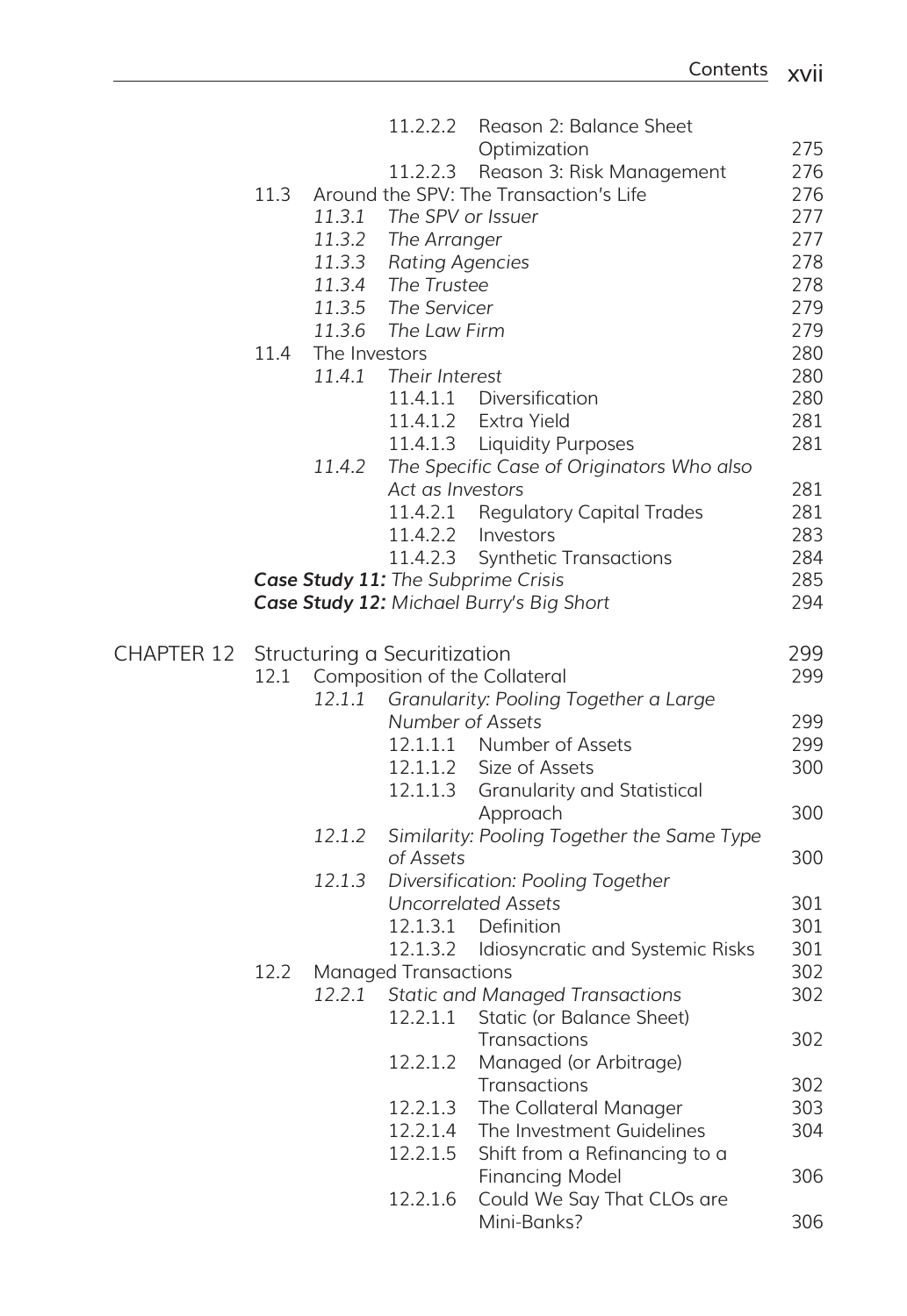| | | | | |
|---|---|---|---|---|
| | | 11.2.2.2 | Reason 2: Balance Sheet Optimization | 275 |
| | | 11.2.2.3 | Reason 3: Risk Management | 276 |
| | 11.3 | Around the SPV: The Transaction's Life | | 276 |
| | | *11.3.1* | *The SPV or Issuer* | 277 |
| | | *11.3.2* | *The Arranger* | 277 |
| | | *11.3.3* | *Rating Agencies* | 278 |
| | | *11.3.4* | *The Trustee* | 278 |
| | | *11.3.5* | *The Servicer* | 279 |
| | | *11.3.6* | *The Law Firm* | 279 |
| | 11.4 | The Investors | | 280 |
| | | *11.4.1* | *Their Interest* | 280 |
| | | 11.4.1.1 | Diversification | 280 |
| | | 11.4.1.2 | Extra Yield | 281 |
| | | 11.4.1.3 | Liquidity Purposes | 281 |
| | | *11.4.2* | *The Specific Case of Originators Who also Act as Investors* | 281 |
| | | 11.4.2.1 | Regulatory Capital Trades | 281 |
| | | 11.4.2.2 | Investors | 283 |
| | | 11.4.2.3 | Synthetic Transactions | 284 |
| | ***Case Study 11:*** *The Subprime Crisis* | | | 285 |
| | ***Case Study 12:*** *Michael Burry's Big Short* | | | 294 |
| CHAPTER 12 | Structuring a Securitization | | | 299 |
| | 12.1 | Composition of the Collateral | | 299 |
| | | *12.1.1* | *Granularity: Pooling Together a Large Number of Assets* | 299 |
| | | 12.1.1.1 | Number of Assets | 299 |
| | | 12.1.1.2 | Size of Assets | 300 |
| | | 12.1.1.3 | Granularity and Statistical Approach | 300 |
| | | *12.1.2* | *Similarity: Pooling Together the Same Type of Assets* | 300 |
| | | *12.1.3* | *Diversification: Pooling Together Uncorrelated Assets* | 301 |
| | | 12.1.3.1 | Definition | 301 |
| | | 12.1.3.2 | Idiosyncratic and Systemic Risks | 301 |
| | 12.2 | Managed Transactions | | 302 |
| | | *12.2.1* | *Static and Managed Transactions* | 302 |
| | | 12.2.1.1 | Static (or Balance Sheet) Transactions | 302 |
| | | 12.2.1.2 | Managed (or Arbitrage) Transactions | 302 |
| | | 12.2.1.3 | The Collateral Manager | 303 |
| | | 12.2.1.4 | The Investment Guidelines | 304 |
| | | 12.2.1.5 | Shift from a Refinancing to a Financing Model | 306 |
| | | 12.2.1.6 | Could We Say That CLOs are Mini-Banks? | 306 |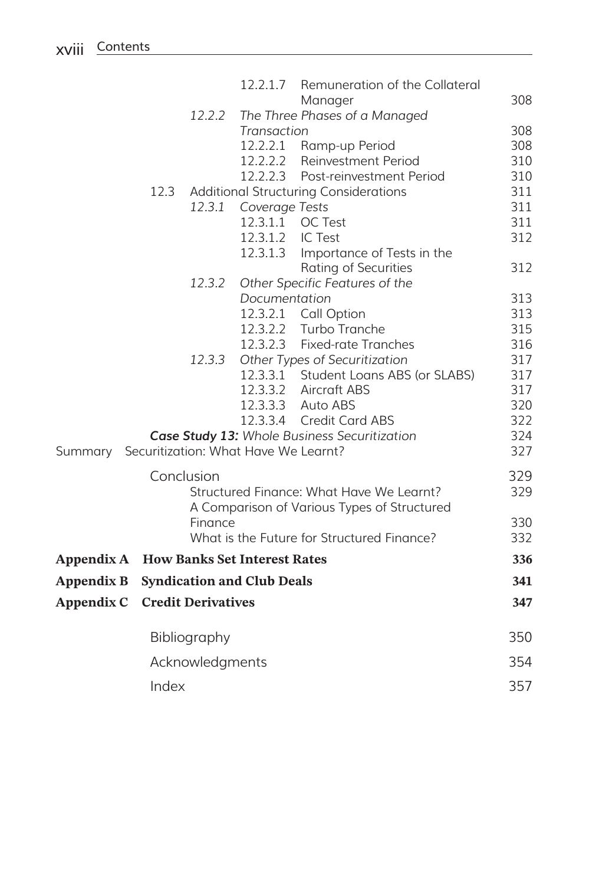12.2.1.7 Remuneration of the Collateral Manager 308

*12.2.2 The Three Phases of a Managed Transaction* 308

12.2.2.1 Ramp-up Period 308

12.2.2.2 Reinvestment Period 310

12.2.2.3 Post-reinvestment Period 310

12.3 Additional Structuring Considerations 311

*12.3.1 Coverage Tests* 311

12.3.1.1 OC Test 311

12.3.1.2 IC Test 312

12.3.1.3 Importance of Tests in the Rating of Securities 312

*12.3.2 Other Specific Features of the Documentation* 313

12.3.2.1 Call Option 313

12.3.2.2 Turbo Tranche 315

12.3.2.3 Fixed-rate Tranches 316

*12.3.3 Other Types of Securitization* 317

12.3.3.1 Student Loans ABS (or SLABS) 317

12.3.3.2 Aircraft ABS 317

12.3.3.3 Auto ABS 320

12.3.3.4 Credit Card ABS 322

***Case Study 13:*** *Whole Business Securitization* 324

Summary Securitization: What Have We Learnt? 327

Conclusion 329

Structured Finance: What Have We Learnt? 329

A Comparison of Various Types of Structured Finance 330

What is the Future for Structured Finance? 332

**Appendix A How Banks Set Interest Rates 336**

**Appendix B Syndication and Club Deals 341**

**Appendix C Credit Derivatives 347**

Bibliography 350

Acknowledgments 354

Index 357